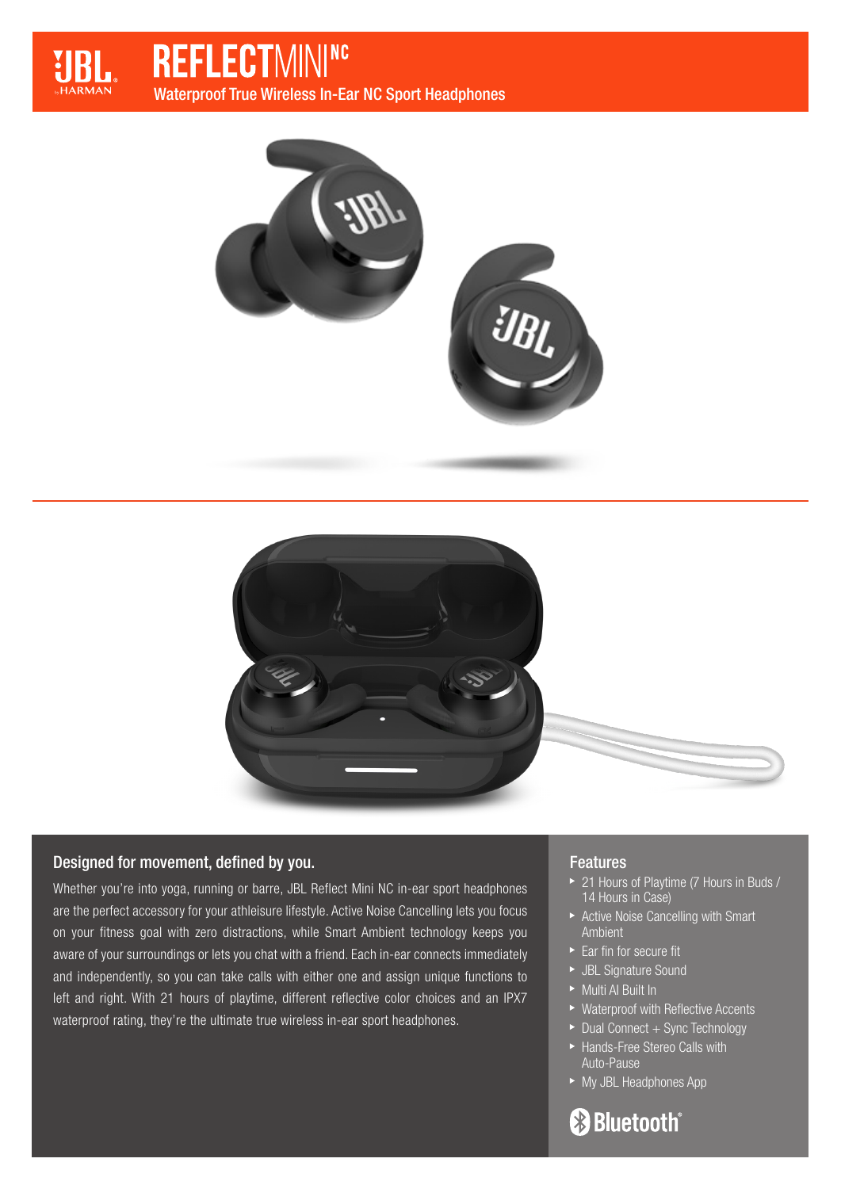# REFLECT MINI NC

Waterproof True Wireless In-Ear NC Sport Headphones

## Designed for movement, defined by you.

Whether you're into yoga, running or barre, JBL Reflect Mini NC in-ear sport headphones are the perfect accessory for your athleisure lifestyle. Active Noise Cancelling lets you focus on your fitness goal with zero distractions, while Smart Ambient technology keeps you aware of your surroundings or lets you chat with a friend. Each in-ear connects immediately and independently, so you can take calls with either one and assign unique functions to left and right. With 21 hours of playtime, different reflective color choices and an IPX7 waterproof rating, they're the ultimate true wireless in-ear sport headphones.

## Features

- 21 Hours of Playtime (7 Hours in Buds / 14 Hours in Case)
- Active Noise Cancelling with Smart Ambient
- Ear fin for secure fit
- JBL Signature Sound
- Multi AI Built In
- Waterproof with Reflective Accents
- Dual Connect + Sync Technology
- Hands-Free Stereo Calls with Auto-Pause
- My JBL Headphones App

Bluetooth®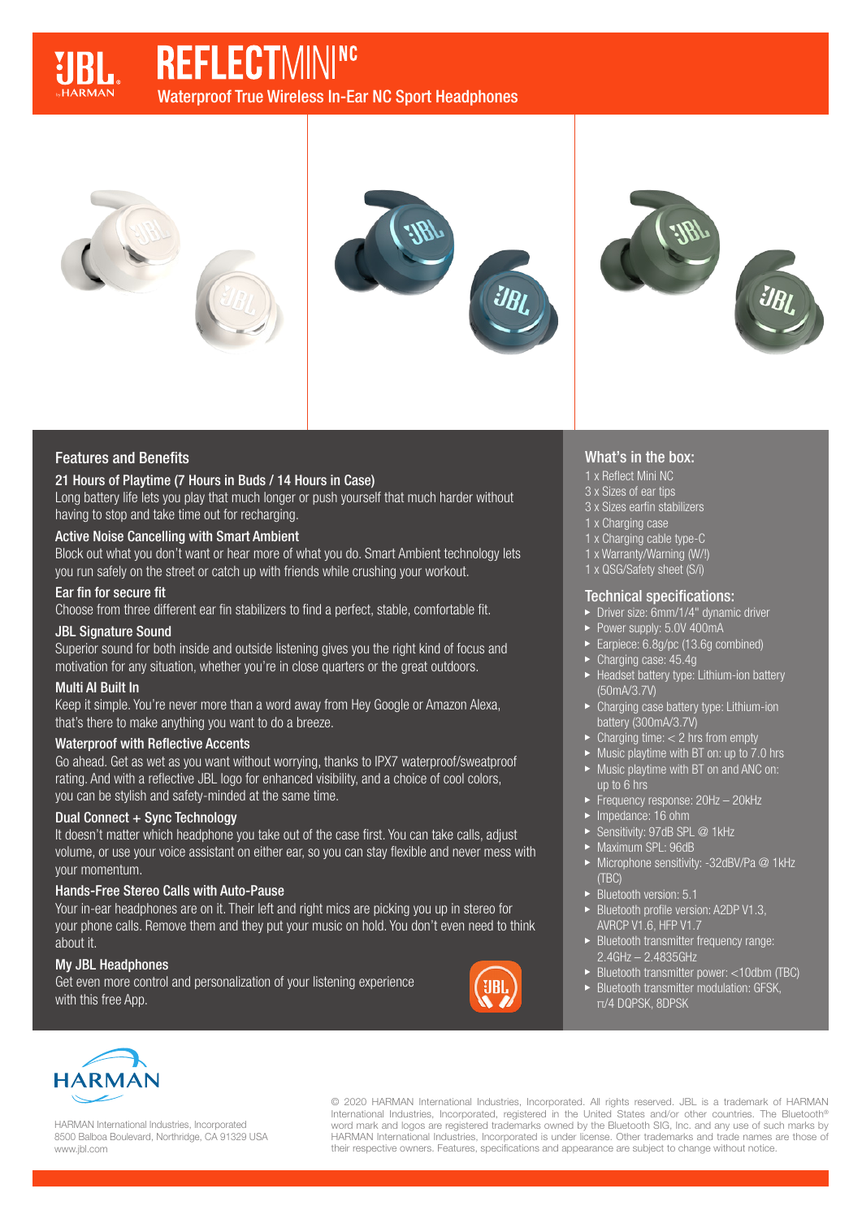# JBL REFLECT MINI NC

Waterproof True Wireless In-Ear NC Sport Headphones

## Features and Benefits

### 21 Hours of Playtime (7 Hours in Buds / 14 Hours in Case)

Long battery life lets you play that much longer or push yourself that much harder without having to stop and take time out for recharging.

### Active Noise Cancelling with Smart Ambient

Block out what you don't want or hear more of what you do. Smart Ambient technology lets you run safely on the street or catch up with friends while crushing your workout.

### Ear fin for secure fit

Choose from three different ear fin stabilizers to find a perfect, stable, comfortable fit.

### JBL Signature Sound

Superior sound for both inside and outside listening gives you the right kind of focus and motivation for any situation, whether you're in close quarters or the great outdoors.

### Multi AI Built In

Keep it simple. You're never more than a word away from Hey Google or Amazon Alexa, that's there to make anything you want to do a breeze.

### Waterproof with Reflective Accents

Go ahead. Get as wet as you want without worrying, thanks to IPX7 waterproof/sweatproof rating. And with a reflective JBL logo for enhanced visibility, and a choice of cool colors, you can be stylish and safety-minded at the same time.

### Dual Connect + Sync Technology

It doesn't matter which headphone you take out of the case first. You can take calls, adjust volume, or use your voice assistant on either ear, so you can stay flexible and never mess with your momentum.

### Hands-Free Stereo Calls with Auto-Pause

Your in-ear headphones are on it. Their left and right mics are picking you up in stereo for your phone calls. Remove them and they put your music on hold. You don't even need to think about it.

### My JBL Headphones

Get even more control and personalization of your listening experience with this free App.

## What's in the box:

1 x Reflect Mini NC
3 x Sizes of ear tips
3 x Sizes earfin stabilizers
1 x Charging case
1 x Charging cable type-C
1 x Warranty/Warning (W/!)
1 x QSG/Safety sheet (S/i)

## Technical specifications:

- Driver size: 6mm/1/4" dynamic driver
- Power supply: 5.0V 400mA
- Earpiece: 6.8g/pc (13.6g combined)
- Charging case: 45.4g
- Headset battery type: Lithium-ion battery (50mA/3.7V)
- Charging case battery type: Lithium-ion battery (300mA/3.7V)
- Charging time: < 2 hrs from empty
- Music playtime with BT on: up to 7.0 hrs
- Music playtime with BT on and ANC on: up to 6 hrs
- Frequency response: 20Hz – 20kHz
- Impedance: 16 ohm
- Sensitivity: 97dB SPL @ 1kHz
- Maximum SPL: 96dB
- Microphone sensitivity: -32dBV/Pa @ 1kHz (TBC)
- Bluetooth version: 5.1
- Bluetooth profile version: A2DP V1.3, AVRCP V1.6, HFP V1.7
- Bluetooth transmitter frequency range: 2.4GHz – 2.4835GHz
- Bluetooth transmitter power: <10dbm (TBC)
- Bluetooth transmitter modulation: GFSK, π/4 DQPSK, 8DPSK

HARMAN

HARMAN International Industries, Incorporated
8500 Balboa Boulevard, Northridge, CA 91329 USA
www.jbl.com

© 2020 HARMAN International Industries, Incorporated. All rights reserved. JBL is a trademark of HARMAN International Industries, Incorporated, registered in the United States and/or other countries. The Bluetooth® word mark and logos are registered trademarks owned by the Bluetooth SIG, Inc. and any use of such marks by HARMAN International Industries, Incorporated is under license. Other trademarks and trade names are those of their respective owners. Features, specifications and appearance are subject to change without notice.